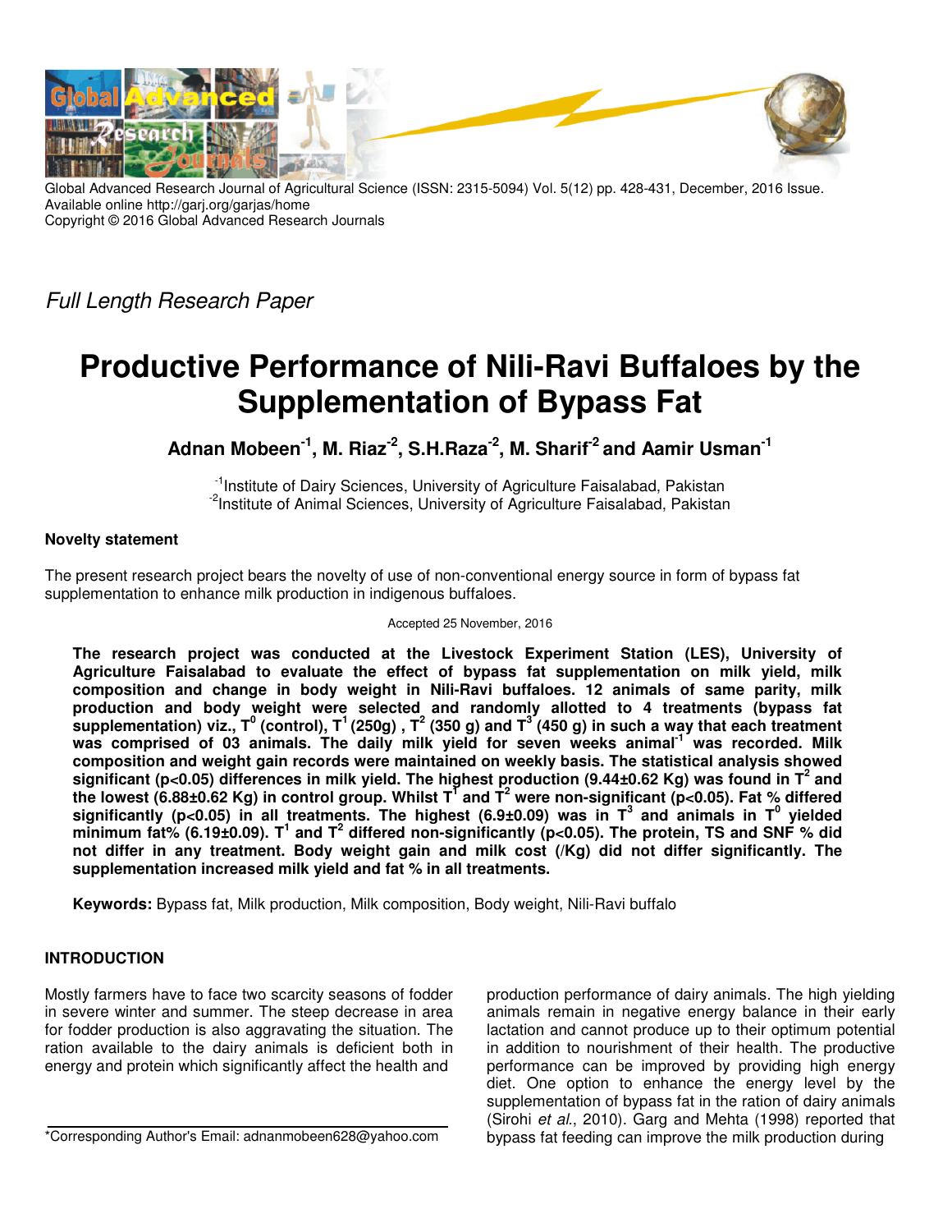Global Advanced Research Journal of Agricultural Science (ISSN: 2315-5094) Vol. 5(12) pp. 428-431, December, 2016 Issue.
Available online http://garj.org/garjas/home
Copyright © 2016 Global Advanced Research Journals

*Full Length Research Paper*

# Productive Performance of Nili-Ravi Buffaloes by the Supplementation of Bypass Fat

**Adnan Mobeen[-1], M. Riaz[-2], S.H.Raza[-2], M. Sharif[-2] and Aamir Usman[-1]**

[-1]Institute of Dairy Sciences, University of Agriculture Faisalabad, Pakistan
[-2]Institute of Animal Sciences, University of Agriculture Faisalabad, Pakistan

**Novelty statement**

The present research project bears the novelty of use of non-conventional energy source in form of bypass fat supplementation to enhance milk production in indigenous buffaloes.

Accepted 25 November, 2016

**The research project was conducted at the Livestock Experiment Station (LES), University of Agriculture Faisalabad to evaluate the effect of bypass fat supplementation on milk yield, milk composition and change in body weight in Nili-Ravi buffaloes. 12 animals of same parity, milk production and body weight were selected and randomly allotted to 4 treatments (bypass fat supplementation) viz., $T^0$ (control), $T^1$ (250g) , $T^2$ (350 g) and $T^3$ (450 g) in such a way that each treatment was comprised of 03 animals. The daily milk yield for seven weeks animal$^{-1}$ was recorded. Milk composition and weight gain records were maintained on weekly basis. The statistical analysis showed significant ($p<0.05$) differences in milk yield. The highest production (9.44±0.62 Kg) was found in $T^2$ and the lowest (6.88±0.62 Kg) in control group. Whilst $T^1$ and $T^2$ were non-significant ($p<0.05$). Fat % differed significantly ($p<0.05$) in all treatments. The highest (6.9±0.09) was in $T^3$ and animals in $T^0$ yielded minimum fat% (6.19±0.09). $T^1$ and $T^2$ differed non-significantly ($p<0.05$). The protein, TS and SNF % did not differ in any treatment. Body weight gain and milk cost (/Kg) did not differ significantly. The supplementation increased milk yield and fat % in all treatments.**

**Keywords:** Bypass fat, Milk production, Milk composition, Body weight, Nili-Ravi buffalo

## INTRODUCTION

Mostly farmers have to face two scarcity seasons of fodder in severe winter and summer. The steep decrease in area for fodder production is also aggravating the situation. The ration available to the dairy animals is deficient both in energy and protein which significantly affect the health and production performance of dairy animals. The high yielding animals remain in negative energy balance in their early lactation and cannot produce up to their optimum potential in addition to nourishment of their health. The productive performance can be improved by providing high energy diet. One option to enhance the energy level by the supplementation of bypass fat in the ration of dairy animals (Sirohi *et al*., 2010). Garg and Mehta (1998) reported that bypass fat feeding can improve the milk production during

*Corresponding Author's Email: adnanmobeen628@yahoo.com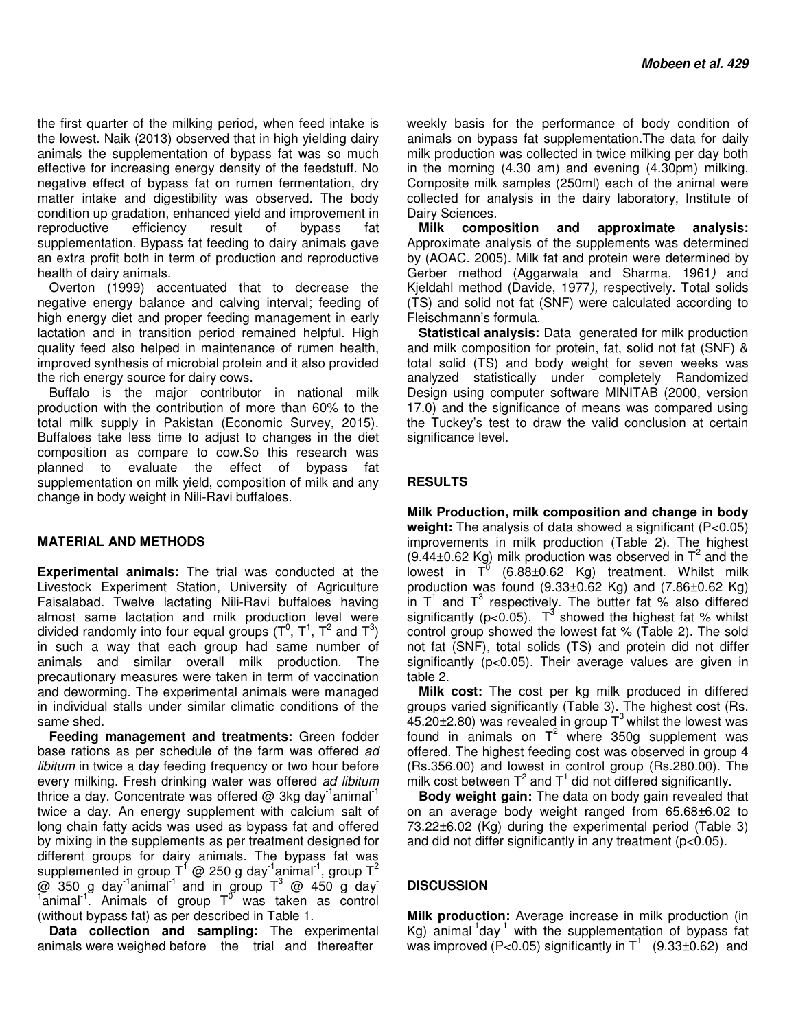the first quarter of the milking period, when feed intake is the lowest. Naik (2013) observed that in high yielding dairy animals the supplementation of bypass fat was so much effective for increasing energy density of the feedstuff. No negative effect of bypass fat on rumen fermentation, dry matter intake and digestibility was observed. The body condition up gradation, enhanced yield and improvement in reproductive efficiency result of bypass fat supplementation. Bypass fat feeding to dairy animals gave an extra profit both in term of production and reproductive health of dairy animals.

Overton (1999) accentuated that to decrease the negative energy balance and calving interval; feeding of high energy diet and proper feeding management in early lactation and in transition period remained helpful. High quality feed also helped in maintenance of rumen health, improved synthesis of microbial protein and it also provided the rich energy source for dairy cows.

Buffalo is the major contributor in national milk production with the contribution of more than 60% to the total milk supply in Pakistan (Economic Survey, 2015). Buffaloes take less time to adjust to changes in the diet composition as compare to cow.So this research was planned to evaluate the effect of bypass fat supplementation on milk yield, composition of milk and any change in body weight in Nili-Ravi buffaloes.

## MATERIAL AND METHODS

**Experimental animals:** The trial was conducted at the Livestock Experiment Station, University of Agriculture Faisalabad. Twelve lactating Nili-Ravi buffaloes having almost same lactation and milk production level were divided randomly into four equal groups ($T^0$, $T^1$, $T^2$ and $T^3$) in such a way that each group had same number of animals and similar overall milk production. The precautionary measures were taken in term of vaccination and deworming. The experimental animals were managed in individual stalls under similar climatic conditions of the same shed.

**Feeding management and treatments:** Green fodder base rations as per schedule of the farm was offered *ad libitum* in twice a day feeding frequency or two hour before every milking. Fresh drinking water was offered *ad libitum* thrice a day. Concentrate was offered @ 3kg $day^{-1}animal^{-1}$ twice a day. An energy supplement with calcium salt of long chain fatty acids was used as bypass fat and offered by mixing in the supplements as per treatment designed for different groups for dairy animals. The bypass fat was supplemented in group $T^1$ @ 250 g $day^{-1}animal^{-1}$, group $T^2$ @ 350 g $day^{-1}animal^{-1}$ and in group $T^3$ @ 450 g $day^{-1}animal^{-1}$. Animals of group $T^0$ was taken as control (without bypass fat) as per described in Table 1.

**Data collection and sampling:** The experimental animals were weighed before the trial and thereafter weekly basis for the performance of body condition of animals on bypass fat supplementation.The data for daily milk production was collected in twice milking per day both in the morning (4.30 am) and evening (4.30pm) milking. Composite milk samples (250ml) each of the animal were collected for analysis in the dairy laboratory, Institute of Dairy Sciences.

**Milk composition and approximate analysis:** Approximate analysis of the supplements was determined by (AOAC. 2005). Milk fat and protein were determined by Gerber method (Aggarwala and Sharma, 1961*)* and Kjeldahl method (Davide, 1977*),* respectively. Total solids (TS) and solid not fat (SNF) were calculated according to Fleischmann's formula.

**Statistical analysis:** Data generated for milk production and milk composition for protein, fat, solid not fat (SNF) & total solid (TS) and body weight for seven weeks was analyzed statistically under completely Randomized Design using computer software MINITAB (2000, version 17.0) and the significance of means was compared using the Tuckey's test to draw the valid conclusion at certain significance level.

## RESULTS

**Milk Production, milk composition and change in body weight:** The analysis of data showed a significant ($P<0.05$) improvements in milk production (Table 2). The highest (9.44±0.62 Kg) milk production was observed in $T^2$ and the lowest in $T^0$ (6.88±0.62 Kg) treatment. Whilst milk production was found (9.33±0.62 Kg) and (7.86±0.62 Kg) in $T^1$ and $T^3$ respectively. The butter fat % also differed significantly ($p<0.05$). $T^3$ showed the highest fat % whilst control group showed the lowest fat % (Table 2). The sold not fat (SNF), total solids (TS) and protein did not differ significantly ($p<0.05$). Their average values are given in table 2.

**Milk cost:** The cost per kg milk produced in differed groups varied significantly (Table 3). The highest cost (Rs. 45.20±2.80) was revealed in group $T^3$ whilst the lowest was found in animals on $T^2$ where 350g supplement was offered. The highest feeding cost was observed in group 4 (Rs.356.00) and lowest in control group (Rs.280.00). The milk cost between $T^2$ and $T^1$ did not differed significantly.

**Body weight gain:** The data on body gain revealed that on an average body weight ranged from 65.68±6.02 to 73.22±6.02 (Kg) during the experimental period (Table 3) and did not differ significantly in any treatment ($p<0.05$).

## DISCUSSION

**Milk production:** Average increase in milk production (in Kg) $animal^{-1}day^{-1}$ with the supplementation of bypass fat was improved ($P<0.05$) significantly in $T^1$ (9.33±0.62) and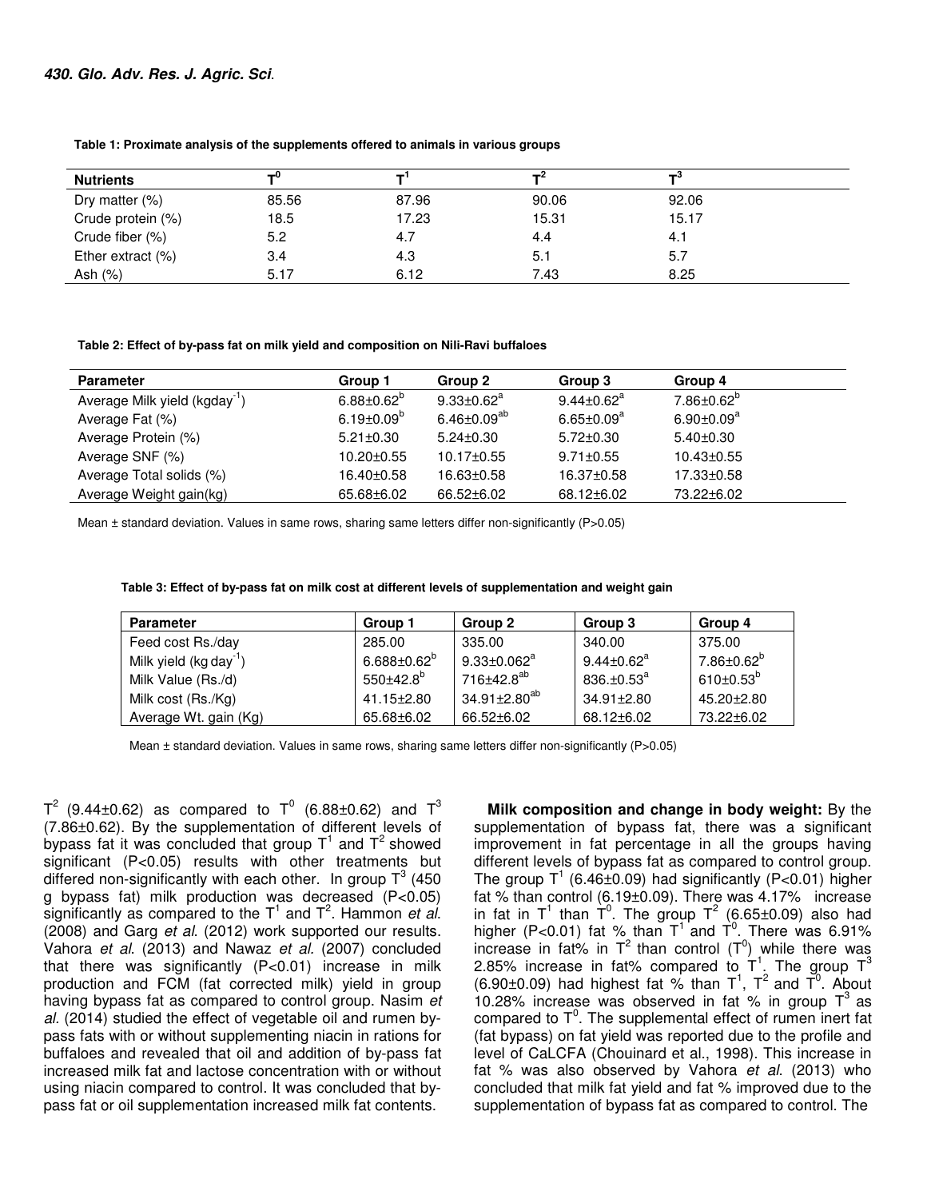**Table 1: Proximate analysis of the supplements offered to animals in various groups**

| Nutrients | $T^0$ | $T^1$ | $T^2$ | $T^3$ |
|---|---|---|---|---|
| Dry matter (%) | 85.56 | 87.96 | 90.06 | 92.06 |
| Crude protein (%) | 18.5 | 17.23 | 15.31 | 15.17 |
| Crude fiber (%) | 5.2 | 4.7 | 4.4 | 4.1 |
| Ether extract (%) | 3.4 | 4.3 | 5.1 | 5.7 |
| Ash (%) | 5.17 | 6.12 | 7.43 | 8.25 |

**Table 2: Effect of by-pass fat on milk yield and composition on Nili-Ravi buffaloes**

| Parameter | Group 1 | Group 2 | Group 3 | Group 4 |
|---|---|---|---|---|
| Average Milk yield ($kg day^{-1}$) | $6.88±0.62^b$ | $9.33±0.62^a$ | $9.44±0.62^a$ | $7.86±0.62^b$ |
| Average Fat (%) | $6.19±0.09^b$ | $6.46±0.09^{ab}$ | $6.65±0.09^a$ | $6.90±0.09^a$ |
| Average Protein (%) | 5.21±0.30 | 5.24±0.30 | 5.72±0.30 | 5.40±0.30 |
| Average SNF (%) | 10.20±0.55 | 10.17±0.55 | 9.71±0.55 | 10.43±0.55 |
| Average Total solids (%) | 16.40±0.58 | 16.63±0.58 | 16.37±0.58 | 17.33±0.58 |
| Average Weight gain(kg) | 65.68±6.02 | 66.52±6.02 | 68.12±6.02 | 73.22±6.02 |

Mean ± standard deviation. Values in same rows, sharing same letters differ non-significantly (P>0.05)

**Table 3: Effect of by-pass fat on milk cost at different levels of supplementation and weight gain**

| Parameter | Group 1 | Group 2 | Group 3 | Group 4 |
|---|---|---|---|---|
| Feed cost Rs./day | 285.00 | 335.00 | 340.00 | 375.00 |
| Milk yield ($kg day^{-1}$) | $6.688±0.62^b$ | $9.33±0.062^a$ | $9.44±0.62^a$ | $7.86±0.62^b$ |
| Milk Value (Rs./d) | $550±42.8^b$ | $716±42.8^{ab}$ | $836.±0.53^a$ | $610±0.53^b$ |
| Milk cost (Rs./Kg) | 41.15±2.80 | $34.91±2.80^{ab}$ | 34.91±2.80 | 45.20±2.80 |
| Average Wt. gain (Kg) | 65.68±6.02 | 66.52±6.02 | 68.12±6.02 | 73.22±6.02 |

Mean ± standard deviation. Values in same rows, sharing same letters differ non-significantly (P>0.05)

$T^2$ (9.44±0.62) as compared to $T^0$ (6.88±0.62) and $T^3$ (7.86±0.62). By the supplementation of different levels of bypass fat it was concluded that group $T^1$ and $T^2$ showed significant (P<0.05) results with other treatments but differed non-significantly with each other. In group $T^3$ (450 g bypass fat) milk production was decreased (P<0.05) significantly as compared to the $T^1$ and $T^2$. Hammon *et al*. (2008) and Garg *et al*. (2012) work supported our results. Vahora *et al*. (2013) and Nawaz *et al.* (2007) concluded that there was significantly (P<0.01) increase in milk production and FCM (fat corrected milk) yield in group having bypass fat as compared to control group. Nasim *et al.* (2014) studied the effect of vegetable oil and rumen by-pass fats with or without supplementing niacin in rations for buffaloes and revealed that oil and addition of by-pass fat increased milk fat and lactose concentration with or without using niacin compared to control. It was concluded that by-pass fat or oil supplementation increased milk fat contents.

**Milk composition and change in body weight:** By the supplementation of bypass fat, there was a significant improvement in fat percentage in all the groups having different levels of bypass fat as compared to control group. The group $T^1$ (6.46±0.09) had significantly (P<0.01) higher fat % than control (6.19±0.09). There was 4.17% increase in fat in $T^1$ than $T^0$. The group $T^2$ (6.65±0.09) also had higher (P<0.01) fat % than $T^1$ and $T^0$. There was 6.91% increase in fat% in $T^2$ than control ($T^0$) while there was 2.85% increase in fat% compared to $T^1$. The group $T^3$ (6.90±0.09) had highest fat % than $T^1$, $T^2$ and $T^0$. About 10.28% increase was observed in fat % in group $T^3$ as compared to $T^0$. The supplemental effect of rumen inert fat (fat bypass) on fat yield was reported due to the profile and level of CaLCFA (Chouinard et al., 1998). This increase in fat % was also observed by Vahora *et al*. (2013) who concluded that milk fat yield and fat % improved due to the supplementation of bypass fat as compared to control. The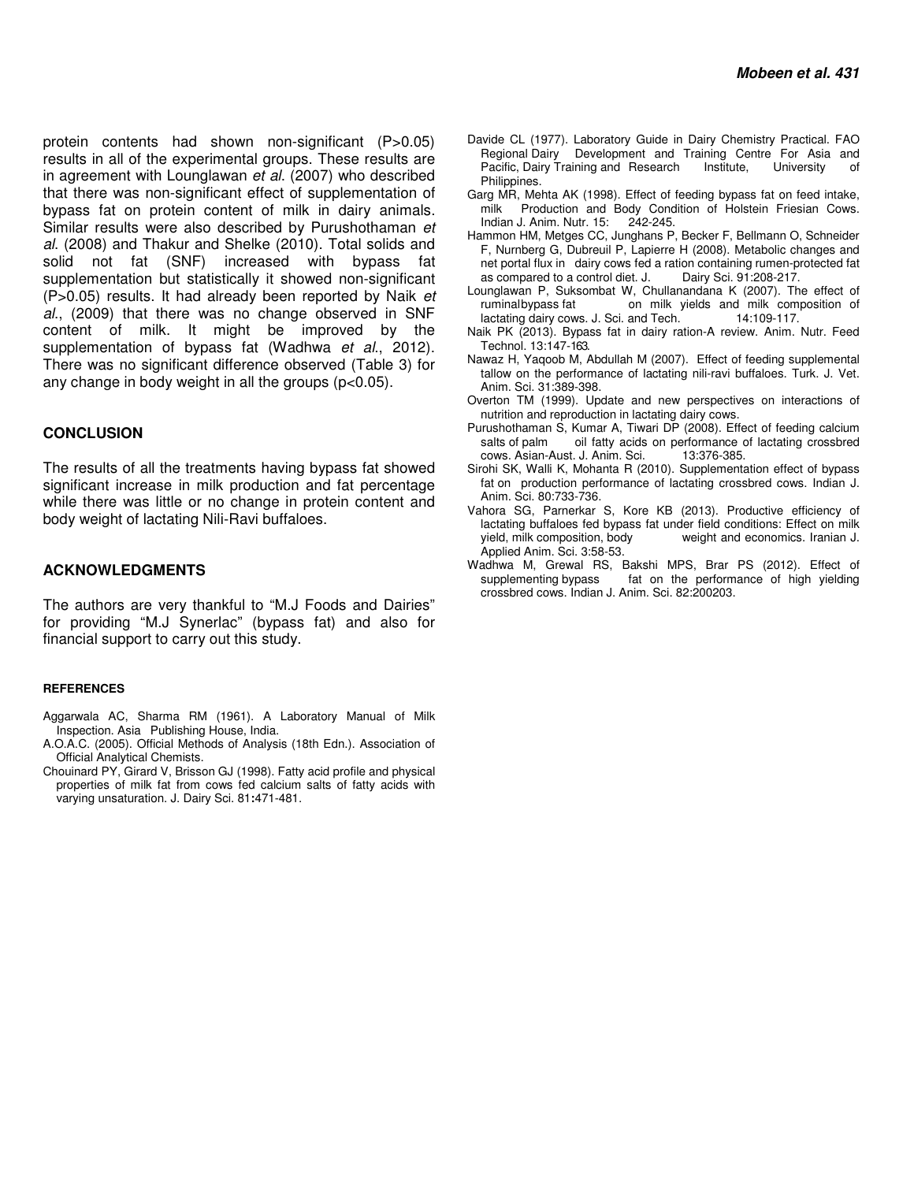protein contents had shown non-significant ($P>0.05$) results in all of the experimental groups. These results are in agreement with Lounglawan *et al*. (2007) who described that there was non-significant effect of supplementation of bypass fat on protein content of milk in dairy animals. Similar results were also described by Purushothaman *et al*. (2008) and Thakur and Shelke (2010). Total solids and solid not fat (SNF) increased with bypass fat supplementation but statistically it showed non-significant ($P>0.05$) results. It had already been reported by Naik *et al*., (2009) that there was no change observed in SNF content of milk. It might be improved by the supplementation of bypass fat (Wadhwa *et al*., 2012). There was no significant difference observed (Table 3) for any change in body weight in all the groups ($p<0.05$).

## CONCLUSION

The results of all the treatments having bypass fat showed significant increase in milk production and fat percentage while there was little or no change in protein content and body weight of lactating Nili-Ravi buffaloes.

## ACKNOWLEDGMENTS

The authors are very thankful to "M.J Foods and Dairies" for providing "M.J Synerlac" (bypass fat) and also for financial support to carry out this study.

## REFERENCES

Aggarwala AC, Sharma RM (1961). A Laboratory Manual of Milk Inspection. Asia Publishing House, India.

A.O.A.C. (2005). Official Methods of Analysis (18th Edn.). Association of Official Analytical Chemists.

Chouinard PY, Girard V, Brisson GJ (1998). Fatty acid profile and physical properties of milk fat from cows fed calcium salts of fatty acids with varying unsaturation. J. Dairy Sci. 81**:**471-481.

Davide CL (1977). Laboratory Guide in Dairy Chemistry Practical. FAO Regional Dairy Development and Training Centre For Asia and Pacific, Dairy Training and Research Institute, University of Philippines.

Garg MR, Mehta AK (1998). Effect of feeding bypass fat on feed intake, milk Production and Body Condition of Holstein Friesian Cows. Indian J. Anim. Nutr. 15: 242-245.

Hammon HM, Metges CC, Junghans P, Becker F, Bellmann O, Schneider F, Nurnberg G, Dubreuil P, Lapierre H (2008). Metabolic changes and net portal flux in dairy cows fed a ration containing rumen-protected fat as compared to a control diet. J. Dairy Sci. 91:208-217.

Lounglawan P, Suksombat W, Chullanandana K (2007). The effect of ruminalbypass fat on milk yields and milk composition of lactating dairy cows. J. Sci. and Tech. 14:109-117.

Naik PK (2013). Bypass fat in dairy ration-A review. Anim. Nutr. Feed Technol. 13:147-163.

Nawaz H, Yaqoob M, Abdullah M (2007). Effect of feeding supplemental tallow on the performance of lactating nili-ravi buffaloes. Turk. J. Vet. Anim. Sci. 31:389-398.

Overton TM (1999). Update and new perspectives on interactions of nutrition and reproduction in lactating dairy cows.

Purushothaman S, Kumar A, Tiwari DP (2008). Effect of feeding calcium salts of palm oil fatty acids on performance of lactating crossbred cows. Asian-Aust. J. Anim. Sci. 13:376-385.

Sirohi SK, Walli K, Mohanta R (2010). Supplementation effect of bypass fat on production performance of lactating crossbred cows. Indian J. Anim. Sci. 80:733-736.

Vahora SG, Parnerkar S, Kore KB (2013). Productive efficiency of lactating buffaloes fed bypass fat under field conditions: Effect on milk yield, milk composition, body weight and economics. Iranian J. Applied Anim. Sci. 3:58-53.

Wadhwa M, Grewal RS, Bakshi MPS, Brar PS (2012). Effect of supplementing bypass fat on the performance of high yielding crossbred cows. Indian J. Anim. Sci. 82:200203.